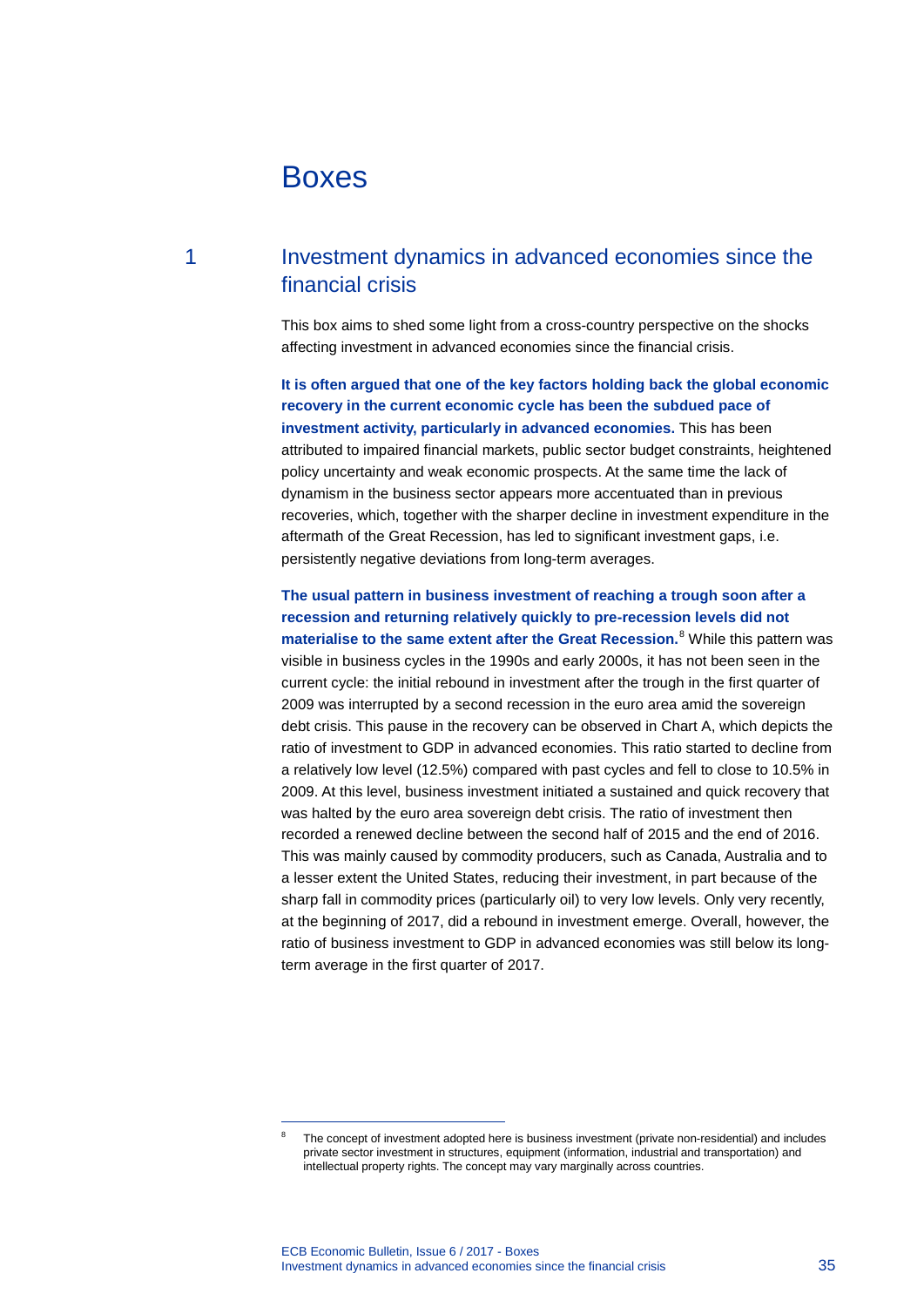# Boxes

## 1 Investment dynamics in advanced economies since the financial crisis

This box aims to shed some light from a cross-country perspective on the shocks affecting investment in advanced economies since the financial crisis.

**It is often argued that one of the key factors holding back the global economic recovery in the current economic cycle has been the subdued pace of investment activity, particularly in advanced economies.** This has been attributed to impaired financial markets, public sector budget constraints, heightened policy uncertainty and weak economic prospects. At the same time the lack of dynamism in the business sector appears more accentuated than in previous recoveries, which, together with the sharper decline in investment expenditure in the aftermath of the Great Recession, has led to significant investment gaps, i.e. persistently negative deviations from long-term averages.

**The usual pattern in business investment of reaching a trough soon after a recession and returning relatively quickly to pre-recession levels did not materialise to the same extent after the Great Recession.**[8] While this pattern was visible in business cycles in the 1990s and early 2000s, it has not been seen in the current cycle: the initial rebound in investment after the trough in the first quarter of 2009 was interrupted by a second recession in the euro area amid the sovereign debt crisis. This pause in the recovery can be observed in Chart A, which depicts the ratio of investment to GDP in advanced economies. This ratio started to decline from a relatively low level (12.5%) compared with past cycles and fell to close to 10.5% in 2009. At this level, business investment initiated a sustained and quick recovery that was halted by the euro area sovereign debt crisis. The ratio of investment then recorded a renewed decline between the second half of 2015 and the end of 2016. This was mainly caused by commodity producers, such as Canada, Australia and to a lesser extent the United States, reducing their investment, in part because of the sharp fall in commodity prices (particularly oil) to very low levels. Only very recently, at the beginning of 2017, did a rebound in investment emerge. Overall, however, the ratio of business investment to GDP in advanced economies was still below its long-term average in the first quarter of 2017.

[8] The concept of investment adopted here is business investment (private non-residential) and includes private sector investment in structures, equipment (information, industrial and transportation) and intellectual property rights. The concept may vary marginally across countries.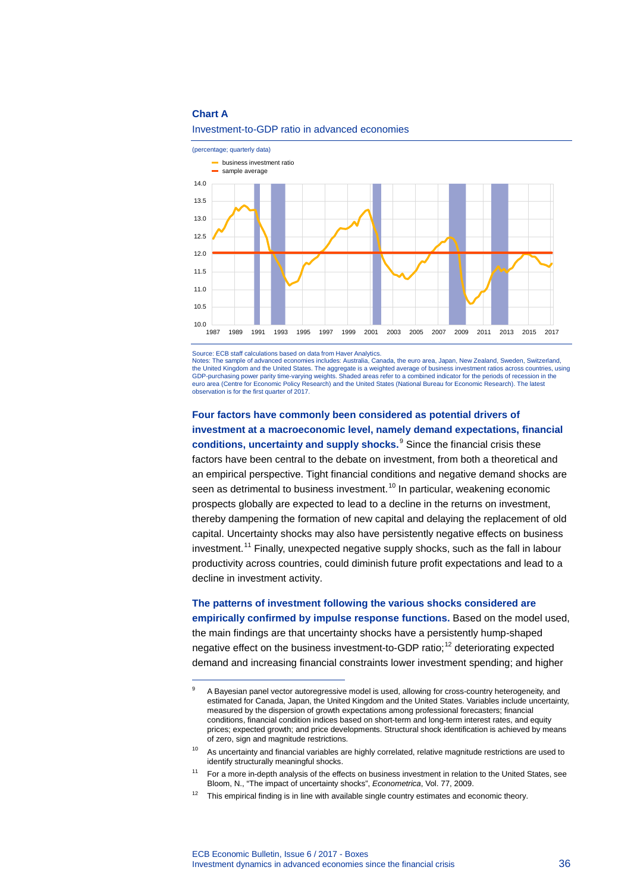**Chart A**

Investment-to-GDP ratio in advanced economies

(percentage; quarterly data)

Source: ECB staff calculations based on data from Haver Analytics.
Notes: The sample of advanced economies includes: Australia, Canada, the euro area, Japan, New Zealand, Sweden, Switzerland, the United Kingdom and the United States. The aggregate is a weighted average of business investment ratios across countries, using GDP-purchasing power parity time-varying weights. Shaded areas refer to a combined indicator for the periods of recession in the euro area (Centre for Economic Policy Research) and the United States (National Bureau for Economic Research). The latest observation is for the first quarter of 2017.

**Four factors have commonly been considered as potential drivers of investment at a macroeconomic level, namely demand expectations, financial conditions, uncertainty and supply shocks.**[9] Since the financial crisis these factors have been central to the debate on investment, from both a theoretical and an empirical perspective. Tight financial conditions and negative demand shocks are seen as detrimental to business investment.[10] In particular, weakening economic prospects globally are expected to lead to a decline in the returns on investment, thereby dampening the formation of new capital and delaying the replacement of old capital. Uncertainty shocks may also have persistently negative effects on business investment.[11] Finally, unexpected negative supply shocks, such as the fall in labour productivity across countries, could diminish future profit expectations and lead to a decline in investment activity.

**The patterns of investment following the various shocks considered are empirically confirmed by impulse response functions.** Based on the model used, the main findings are that uncertainty shocks have a persistently hump-shaped negative effect on the business investment-to-GDP ratio;[12] deteriorating expected demand and increasing financial constraints lower investment spending; and higher

---

[9] A Bayesian panel vector autoregressive model is used, allowing for cross-country heterogeneity, and estimated for Canada, Japan, the United Kingdom and the United States. Variables include uncertainty, measured by the dispersion of growth expectations among professional forecasters; financial conditions, financial condition indices based on short-term and long-term interest rates, and equity prices; expected growth; and price developments. Structural shock identification is achieved by means of zero, sign and magnitude restrictions.

[10] As uncertainty and financial variables are highly correlated, relative magnitude restrictions are used to identify structurally meaningful shocks.

[11] For a more in-depth analysis of the effects on business investment in relation to the United States, see Bloom, N., "The impact of uncertainty shocks", *Econometrica*, Vol. 77, 2009.

[12] This empirical finding is in line with available single country estimates and economic theory.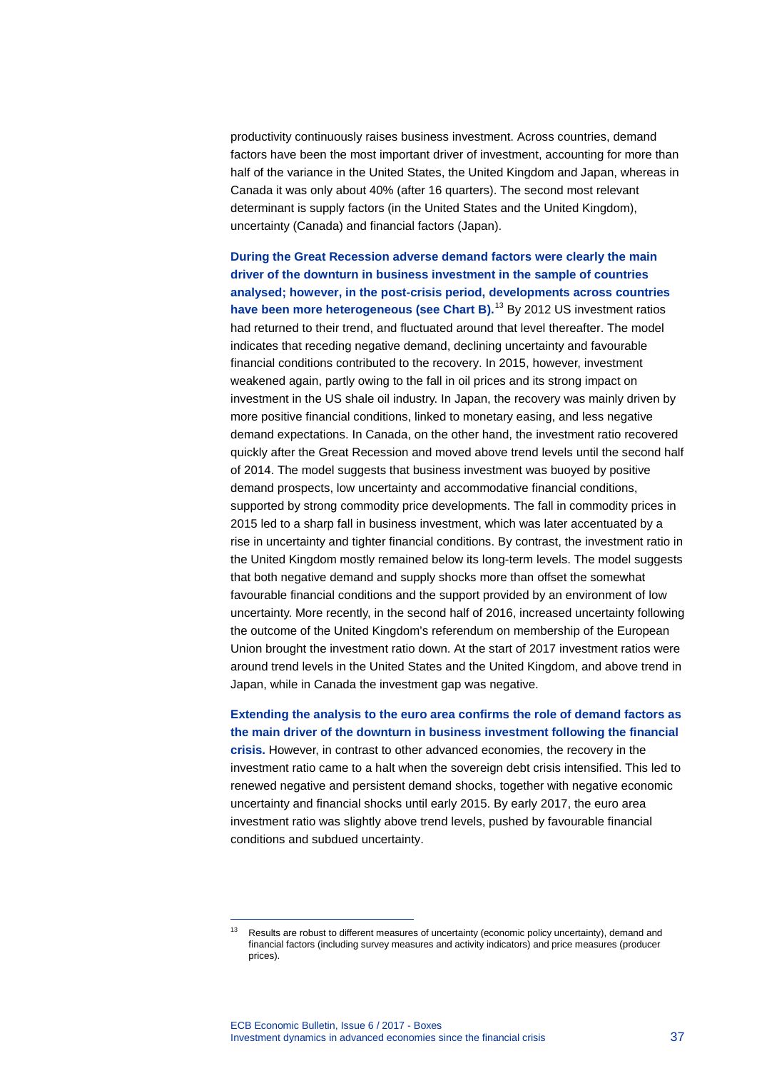productivity continuously raises business investment. Across countries, demand factors have been the most important driver of investment, accounting for more than half of the variance in the United States, the United Kingdom and Japan, whereas in Canada it was only about 40% (after 16 quarters). The second most relevant determinant is supply factors (in the United States and the United Kingdom), uncertainty (Canada) and financial factors (Japan).

**During the Great Recession adverse demand factors were clearly the main driver of the downturn in business investment in the sample of countries analysed; however, in the post-crisis period, developments across countries have been more heterogeneous (see Chart B).**[13] By 2012 US investment ratios had returned to their trend, and fluctuated around that level thereafter. The model indicates that receding negative demand, declining uncertainty and favourable financial conditions contributed to the recovery. In 2015, however, investment weakened again, partly owing to the fall in oil prices and its strong impact on investment in the US shale oil industry. In Japan, the recovery was mainly driven by more positive financial conditions, linked to monetary easing, and less negative demand expectations. In Canada, on the other hand, the investment ratio recovered quickly after the Great Recession and moved above trend levels until the second half of 2014. The model suggests that business investment was buoyed by positive demand prospects, low uncertainty and accommodative financial conditions, supported by strong commodity price developments. The fall in commodity prices in 2015 led to a sharp fall in business investment, which was later accentuated by a rise in uncertainty and tighter financial conditions. By contrast, the investment ratio in the United Kingdom mostly remained below its long-term levels. The model suggests that both negative demand and supply shocks more than offset the somewhat favourable financial conditions and the support provided by an environment of low uncertainty. More recently, in the second half of 2016, increased uncertainty following the outcome of the United Kingdom's referendum on membership of the European Union brought the investment ratio down. At the start of 2017 investment ratios were around trend levels in the United States and the United Kingdom, and above trend in Japan, while in Canada the investment gap was negative.

**Extending the analysis to the euro area confirms the role of demand factors as the main driver of the downturn in business investment following the financial crisis.** However, in contrast to other advanced economies, the recovery in the investment ratio came to a halt when the sovereign debt crisis intensified. This led to renewed negative and persistent demand shocks, together with negative economic uncertainty and financial shocks until early 2015. By early 2017, the euro area investment ratio was slightly above trend levels, pushed by favourable financial conditions and subdued uncertainty.

[13] Results are robust to different measures of uncertainty (economic policy uncertainty), demand and financial factors (including survey measures and activity indicators) and price measures (producer prices).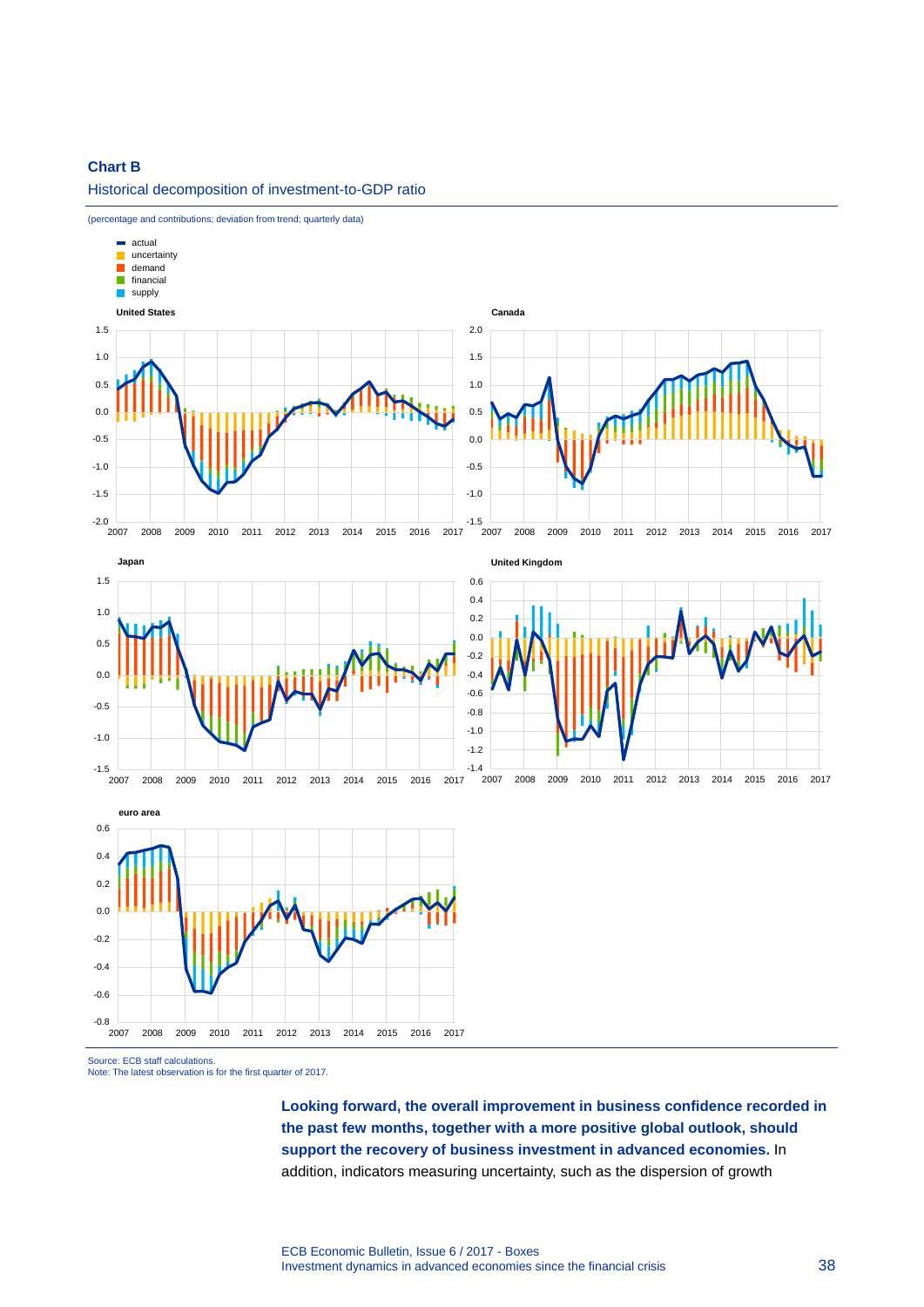**Chart B**

Historical decomposition of investment-to-GDP ratio

(percentage and contributions; deviation from trend; quarterly data)

Source: ECB staff calculations.
Note: The latest observation is for the first quarter of 2017.

**Looking forward, the overall improvement in business confidence recorded in the past few months, together with a more positive global outlook, should support the recovery of business investment in advanced economies.** In addition, indicators measuring uncertainty, such as the dispersion of growth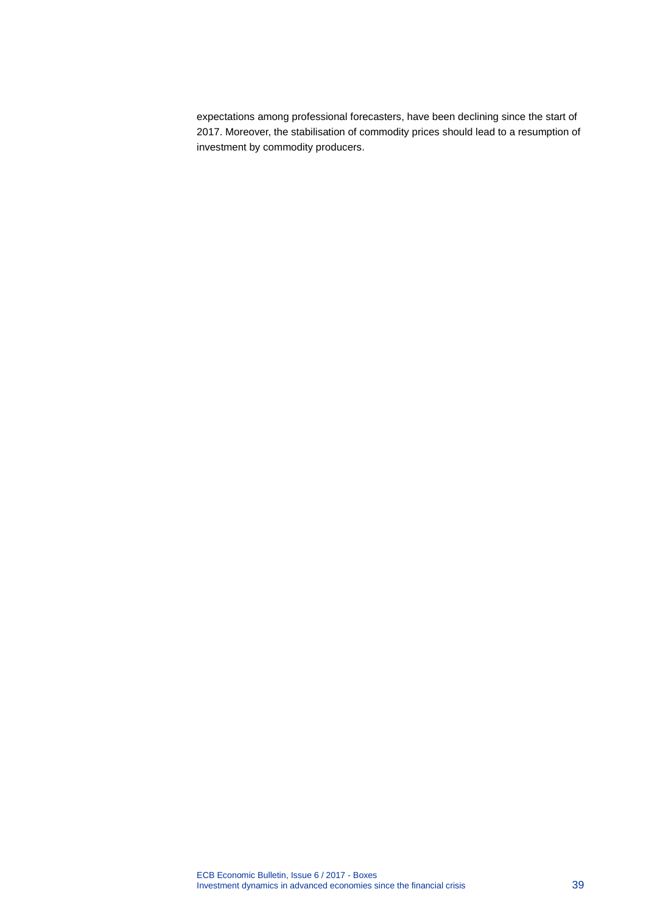expectations among professional forecasters, have been declining since the start of 2017. Moreover, the stabilisation of commodity prices should lead to a resumption of investment by commodity producers.